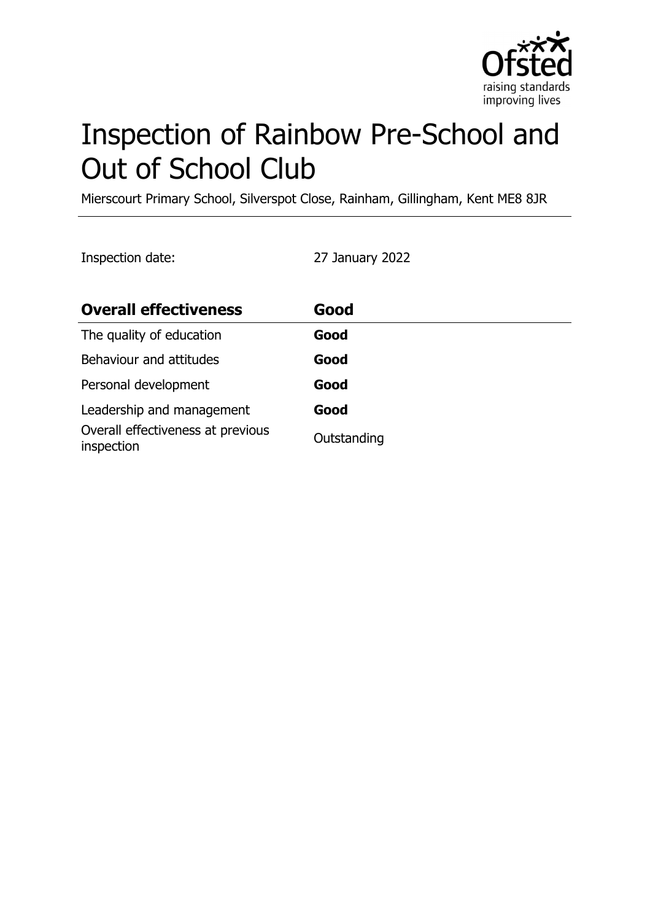# Inspection of Rainbow Pre-School and Out of School Club

Mierscourt Primary School, Silverspot Close, Rainham, Gillingham, Kent ME8 8JR

Inspection date: 27 January 2022

| **Overall effectiveness** | **Good** |
| --- | --- |
| The quality of education | **Good** |
| Behaviour and attitudes | **Good** |
| Personal development | **Good** |
| Leadership and management | **Good** |
| Overall effectiveness at previous inspection | Outstanding |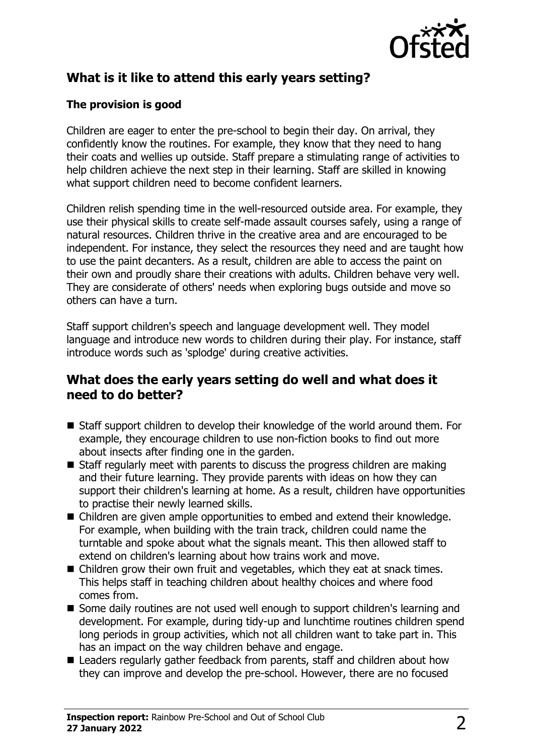## What is it like to attend this early years setting?

### The provision is good

Children are eager to enter the pre-school to begin their day. On arrival, they confidently know the routines. For example, they know that they need to hang their coats and wellies up outside. Staff prepare a stimulating range of activities to help children achieve the next step in their learning. Staff are skilled in knowing what support children need to become confident learners.

Children relish spending time in the well-resourced outside area. For example, they use their physical skills to create self-made assault courses safely, using a range of natural resources. Children thrive in the creative area and are encouraged to be independent. For instance, they select the resources they need and are taught how to use the paint decanters. As a result, children are able to access the paint on their own and proudly share their creations with adults. Children behave very well. They are considerate of others' needs when exploring bugs outside and move so others can have a turn.

Staff support children's speech and language development well. They model language and introduce new words to children during their play. For instance, staff introduce words such as 'splodge' during creative activities.

## What does the early years setting do well and what does it need to do better?

- Staff support children to develop their knowledge of the world around them. For example, they encourage children to use non-fiction books to find out more about insects after finding one in the garden.
- Staff regularly meet with parents to discuss the progress children are making and their future learning. They provide parents with ideas on how they can support their children's learning at home. As a result, children have opportunities to practise their newly learned skills.
- Children are given ample opportunities to embed and extend their knowledge. For example, when building with the train track, children could name the turntable and spoke about what the signals meant. This then allowed staff to extend on children's learning about how trains work and move.
- Children grow their own fruit and vegetables, which they eat at snack times. This helps staff in teaching children about healthy choices and where food comes from.
- Some daily routines are not used well enough to support children's learning and development. For example, during tidy-up and lunchtime routines children spend long periods in group activities, which not all children want to take part in. This has an impact on the way children behave and engage.
- Leaders regularly gather feedback from parents, staff and children about how they can improve and develop the pre-school. However, there are no focused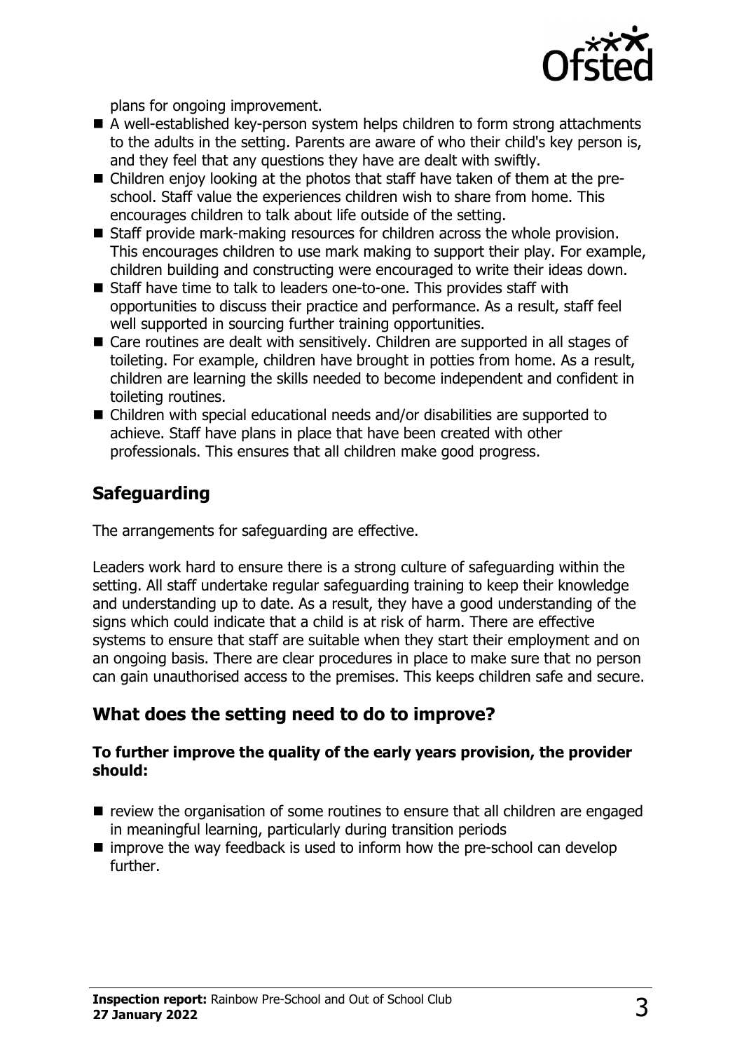plans for ongoing improvement.

- A well-established key-person system helps children to form strong attachments to the adults in the setting. Parents are aware of who their child's key person is, and they feel that any questions they have are dealt with swiftly.
- Children enjoy looking at the photos that staff have taken of them at the pre-school. Staff value the experiences children wish to share from home. This encourages children to talk about life outside of the setting.
- Staff provide mark-making resources for children across the whole provision. This encourages children to use mark making to support their play. For example, children building and constructing were encouraged to write their ideas down.
- Staff have time to talk to leaders one-to-one. This provides staff with opportunities to discuss their practice and performance. As a result, staff feel well supported in sourcing further training opportunities.
- Care routines are dealt with sensitively. Children are supported in all stages of toileting. For example, children have brought in potties from home. As a result, children are learning the skills needed to become independent and confident in toileting routines.
- Children with special educational needs and/or disabilities are supported to achieve. Staff have plans in place that have been created with other professionals. This ensures that all children make good progress.

## Safeguarding

The arrangements for safeguarding are effective.

Leaders work hard to ensure there is a strong culture of safeguarding within the setting. All staff undertake regular safeguarding training to keep their knowledge and understanding up to date. As a result, they have a good understanding of the signs which could indicate that a child is at risk of harm. There are effective systems to ensure that staff are suitable when they start their employment and on an ongoing basis. There are clear procedures in place to make sure that no person can gain unauthorised access to the premises. This keeps children safe and secure.

## What does the setting need to do to improve?

**To further improve the quality of the early years provision, the provider should:**

- review the organisation of some routines to ensure that all children are engaged in meaningful learning, particularly during transition periods
- improve the way feedback is used to inform how the pre-school can develop further.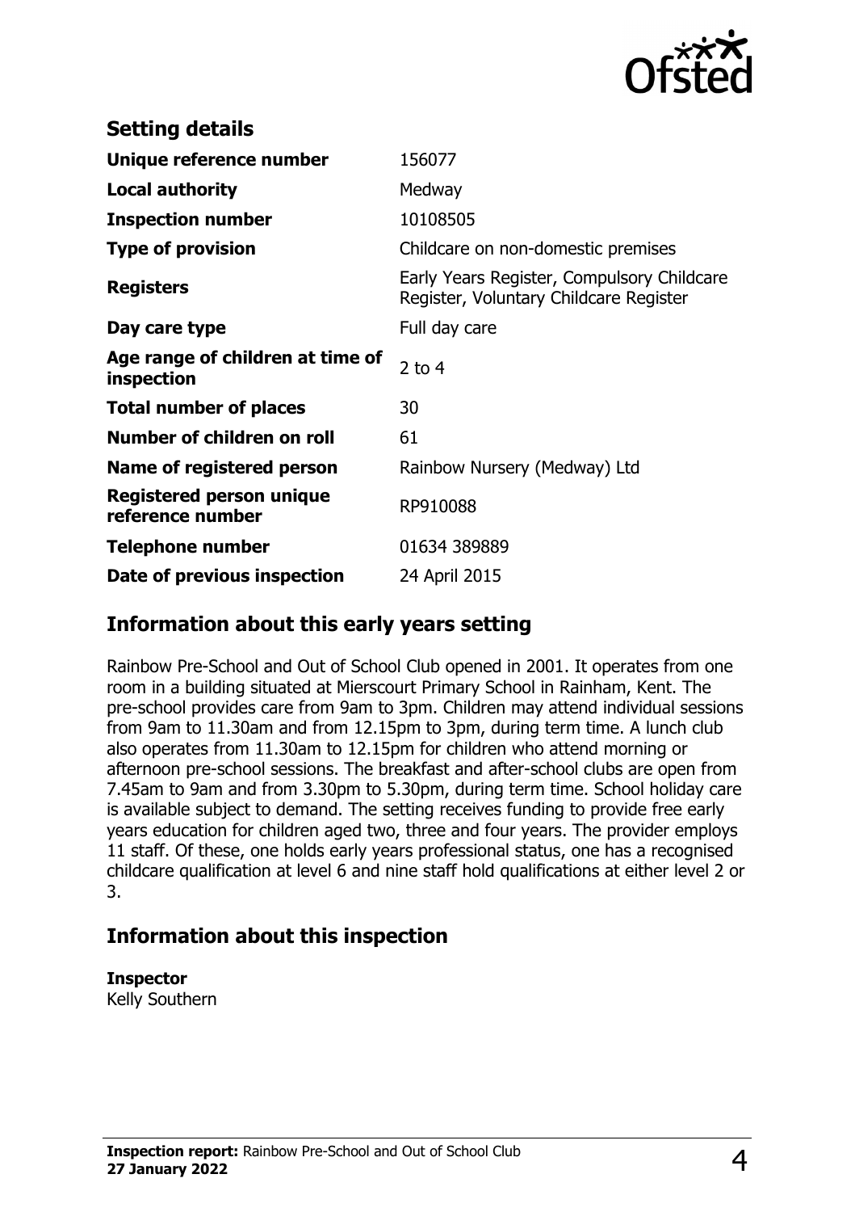## Setting details

| | |
|---|---|
| **Unique reference number** | 156077 |
| **Local authority** | Medway |
| **Inspection number** | 10108505 |
| **Type of provision** | Childcare on non-domestic premises |
| **Registers** | Early Years Register, Compulsory Childcare Register, Voluntary Childcare Register |
| **Day care type** | Full day care |
| **Age range of children at time of inspection** | 2 to 4 |
| **Total number of places** | 30 |
| **Number of children on roll** | 61 |
| **Name of registered person** | Rainbow Nursery (Medway) Ltd |
| **Registered person unique reference number** | RP910088 |
| **Telephone number** | 01634 389889 |
| **Date of previous inspection** | 24 April 2015 |

## Information about this early years setting

Rainbow Pre-School and Out of School Club opened in 2001. It operates from one room in a building situated at Mierscourt Primary School in Rainham, Kent. The pre-school provides care from 9am to 3pm. Children may attend individual sessions from 9am to 11.30am and from 12.15pm to 3pm, during term time. A lunch club also operates from 11.30am to 12.15pm for children who attend morning or afternoon pre-school sessions. The breakfast and after-school clubs are open from 7.45am to 9am and from 3.30pm to 5.30pm, during term time. School holiday care is available subject to demand. The setting receives funding to provide free early years education for children aged two, three and four years. The provider employs 11 staff. Of these, one holds early years professional status, one has a recognised childcare qualification at level 6 and nine staff hold qualifications at either level 2 or 3.

## Information about this inspection

**Inspector**
Kelly Southern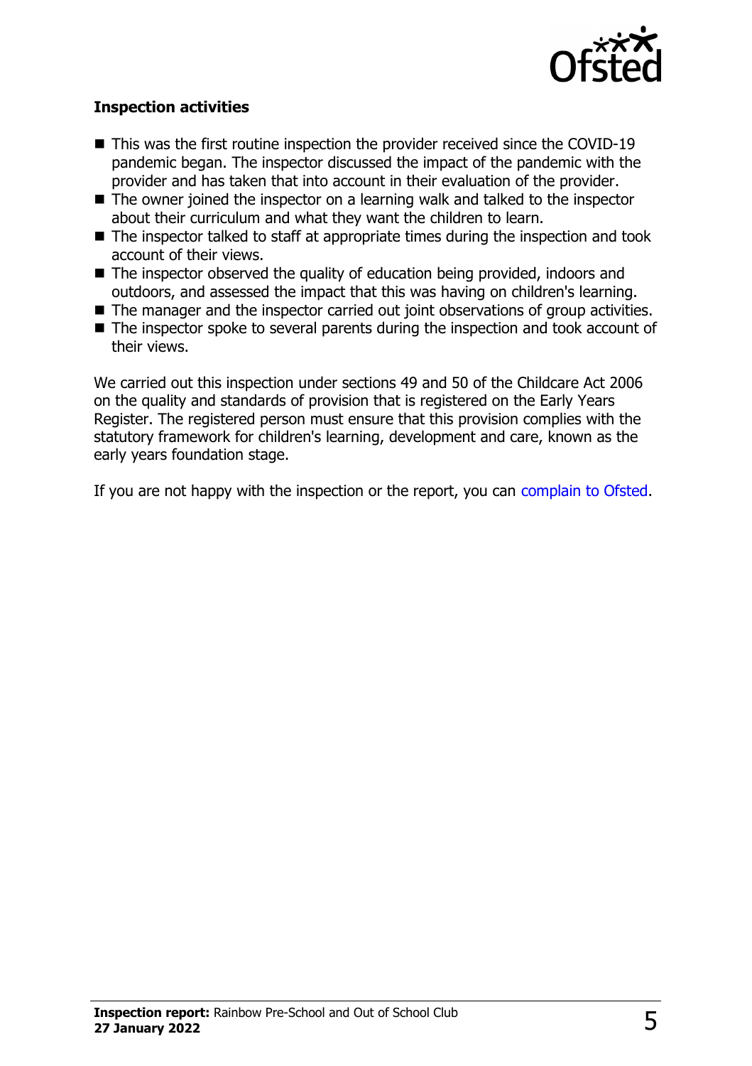### Inspection activities

- This was the first routine inspection the provider received since the COVID-19 pandemic began. The inspector discussed the impact of the pandemic with the provider and has taken that into account in their evaluation of the provider.
- The owner joined the inspector on a learning walk and talked to the inspector about their curriculum and what they want the children to learn.
- The inspector talked to staff at appropriate times during the inspection and took account of their views.
- The inspector observed the quality of education being provided, indoors and outdoors, and assessed the impact that this was having on children's learning.
- The manager and the inspector carried out joint observations of group activities.
- The inspector spoke to several parents during the inspection and took account of their views.

We carried out this inspection under sections 49 and 50 of the Childcare Act 2006 on the quality and standards of provision that is registered on the Early Years Register. The registered person must ensure that this provision complies with the statutory framework for children's learning, development and care, known as the early years foundation stage.

If you are not happy with the inspection or the report, you can complain to Ofsted.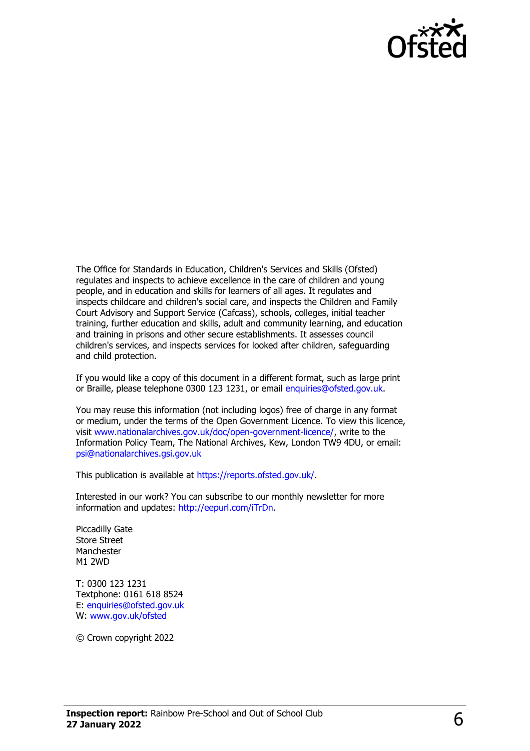The Office for Standards in Education, Children's Services and Skills (Ofsted) regulates and inspects to achieve excellence in the care of children and young people, and in education and skills for learners of all ages. It regulates and inspects childcare and children's social care, and inspects the Children and Family Court Advisory and Support Service (Cafcass), schools, colleges, initial teacher training, further education and skills, adult and community learning, and education and training in prisons and other secure establishments. It assesses council children's services, and inspects services for looked after children, safeguarding and child protection.

If you would like a copy of this document in a different format, such as large print or Braille, please telephone 0300 123 1231, or email enquiries@ofsted.gov.uk.

You may reuse this information (not including logos) free of charge in any format or medium, under the terms of the Open Government Licence. To view this licence, visit www.nationalarchives.gov.uk/doc/open-government-licence/, write to the Information Policy Team, The National Archives, Kew, London TW9 4DU, or email: psi@nationalarchives.gsi.gov.uk

This publication is available at https://reports.ofsted.gov.uk/.

Interested in our work? You can subscribe to our monthly newsletter for more information and updates: http://eepurl.com/iTrDn.

Piccadilly Gate
Store Street
Manchester
M1 2WD

T: 0300 123 1231
Textphone: 0161 618 8524
E: enquiries@ofsted.gov.uk
W: www.gov.uk/ofsted

© Crown copyright 2022